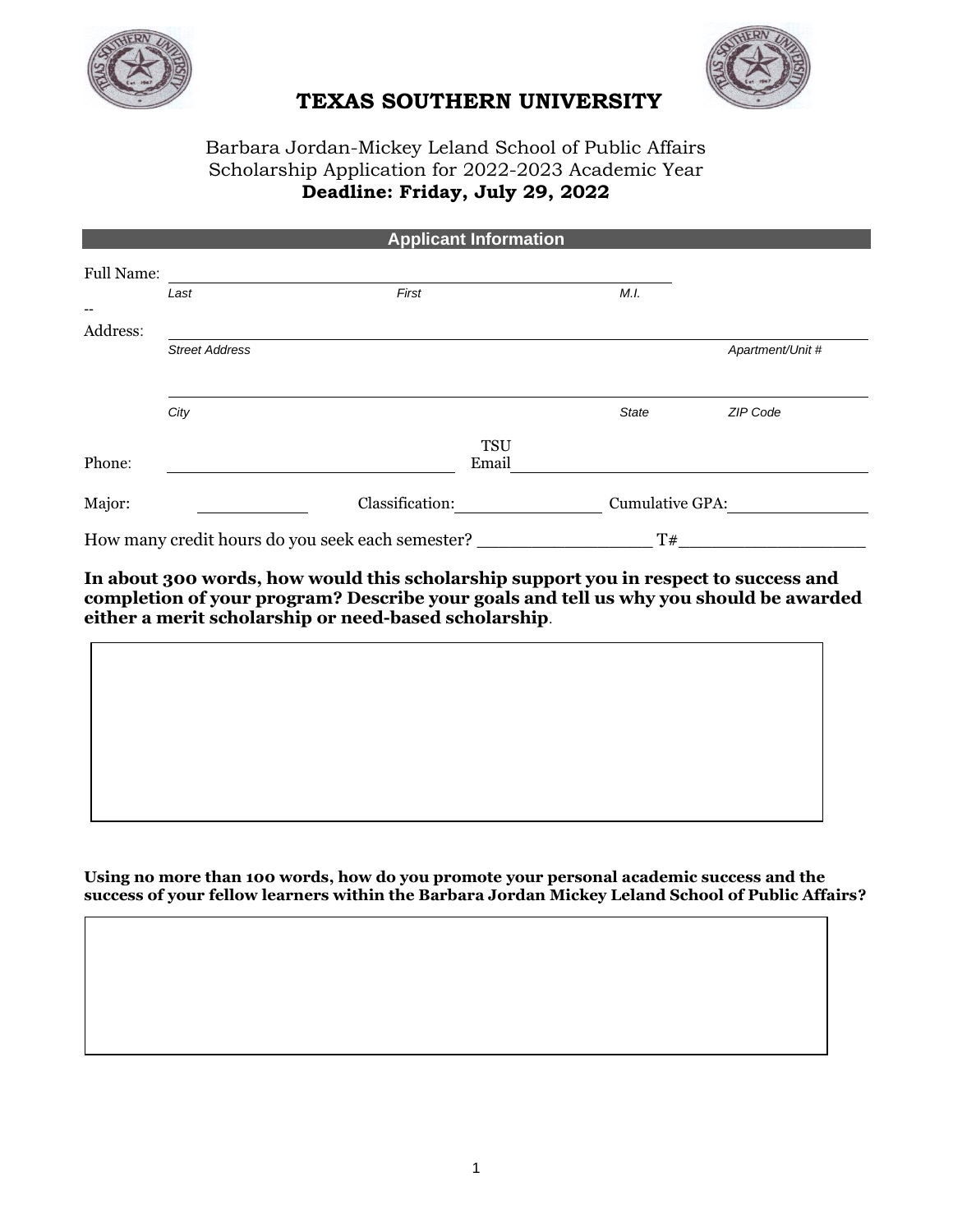# TEXAS SOUTHERN UNIVERSITY

Barbara Jordan-Mickey Leland School of Public Affairs
Scholarship Application for 2022-2023 Academic Year
**Deadline: Friday, July 29, 2022**

## Applicant Information

Full Name: ______________________________________________
*Last* *First* *M.I.*

--

Address: ______________________________________________
*Street Address* *Apartment/Unit #*

______________________________________________
*City* *State* *ZIP Code*

Phone: ____________________ TSU Email ____________________

Major: __________ Classification: __________ Cumulative GPA: __________

How many credit hours do you seek each semester? _________________ T#___________________

**In about 300 words, how would this scholarship support you in respect to success and completion of your program? Describe your goals and tell us why you should be awarded either a merit scholarship or need-based scholarship**.

**Using no more than 100 words, how do you promote your personal academic success and the success of your fellow learners within the Barbara Jordan Mickey Leland School of Public Affairs?**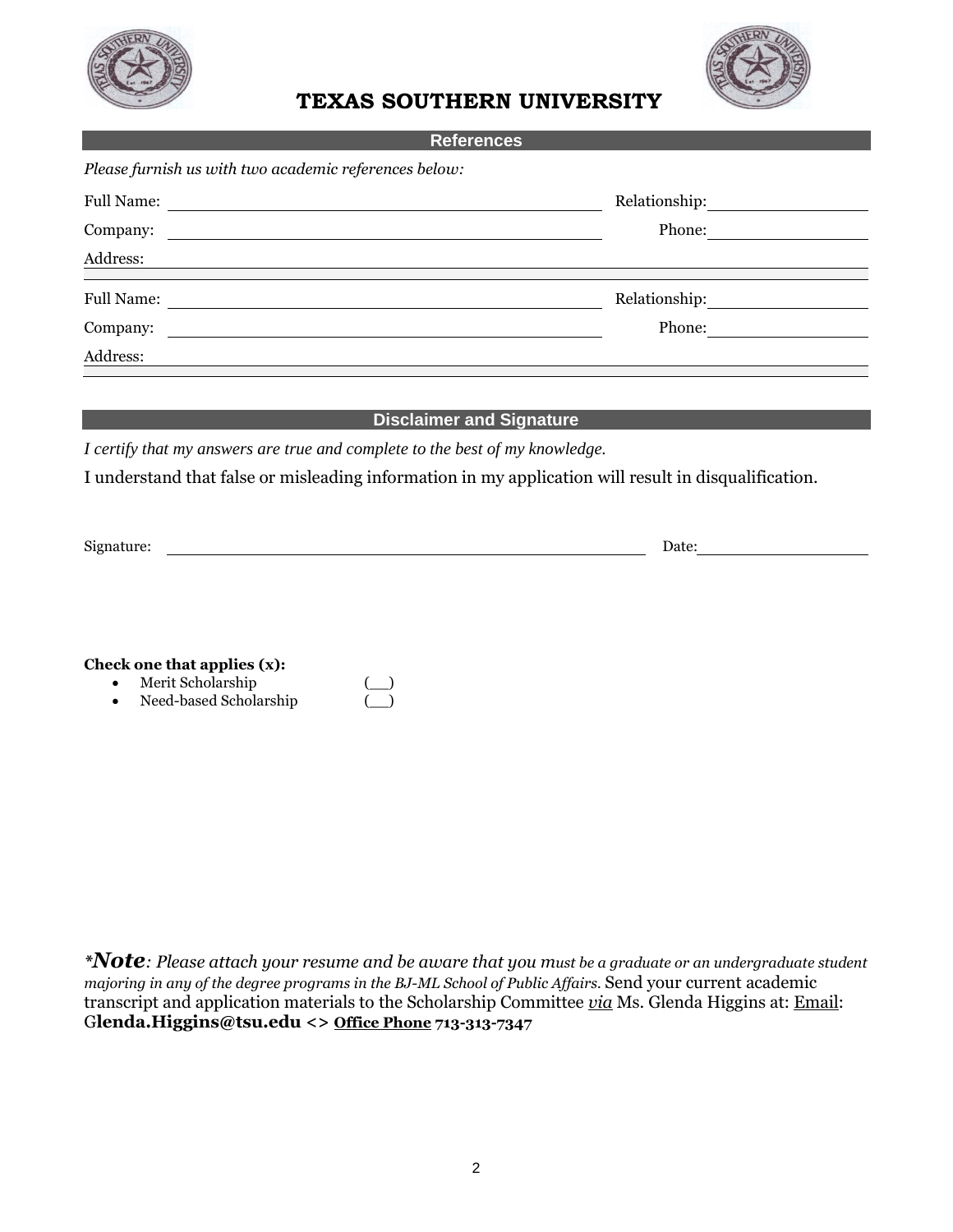# TEXAS SOUTHERN UNIVERSITY

## References

*Please furnish us with two academic references below:*

Full Name: ____________________ Relationship: ____________

Company: ____________________ Phone: ____________

Address: ____________________

Full Name: ____________________ Relationship: ____________

Company: ____________________ Phone: ____________

Address: ____________________

## Disclaimer and Signature

*I certify that my answers are true and complete to the best of my knowledge.*

I understand that false or misleading information in my application will result in disqualification.

Signature: ____________________ Date: ____________

**Check one that applies (x):**

- Merit Scholarship (__)
- Need-based Scholarship (__)

*\*Note: Please attach your resume and be aware that you must be a graduate or an undergraduate student majoring in any of the degree programs in the BJ-ML School of Public Affairs.* Send your current academic transcript and application materials to the Scholarship Committee ***via*** Ms. Glenda Higgins at: Email: **Glenda.Higgins@tsu.edu <> Office Phone 713-313-7347**